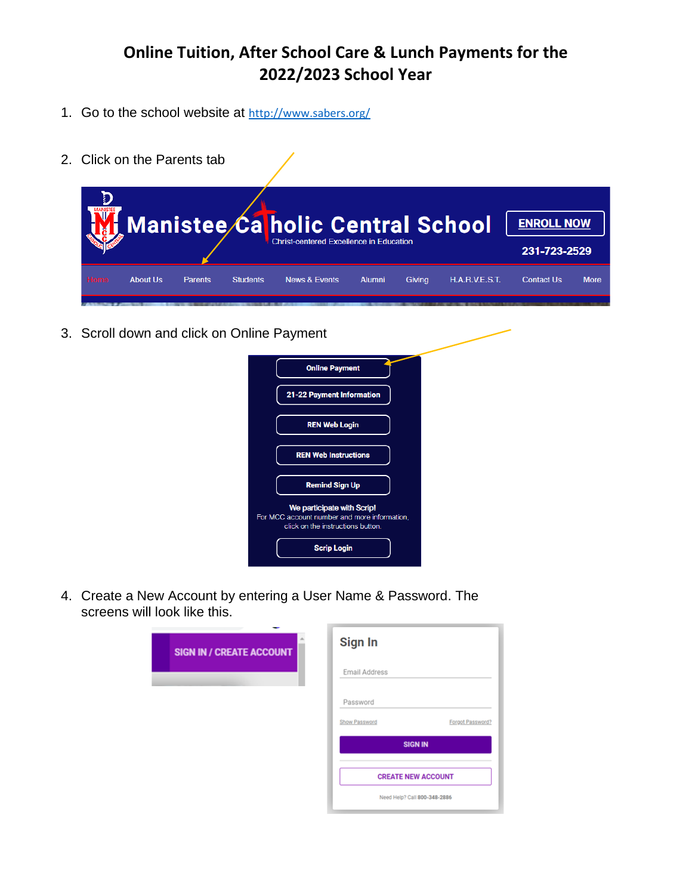# Online Tuition, After School Care & Lunch Payments for the 2022/2023 School Year

1. Go to the school website at http://www.sabers.org/

2. Click on the Parents tab

3. Scroll down and click on Online Payment

4. Create a New Account by entering a User Name & Password. The screens will look like this.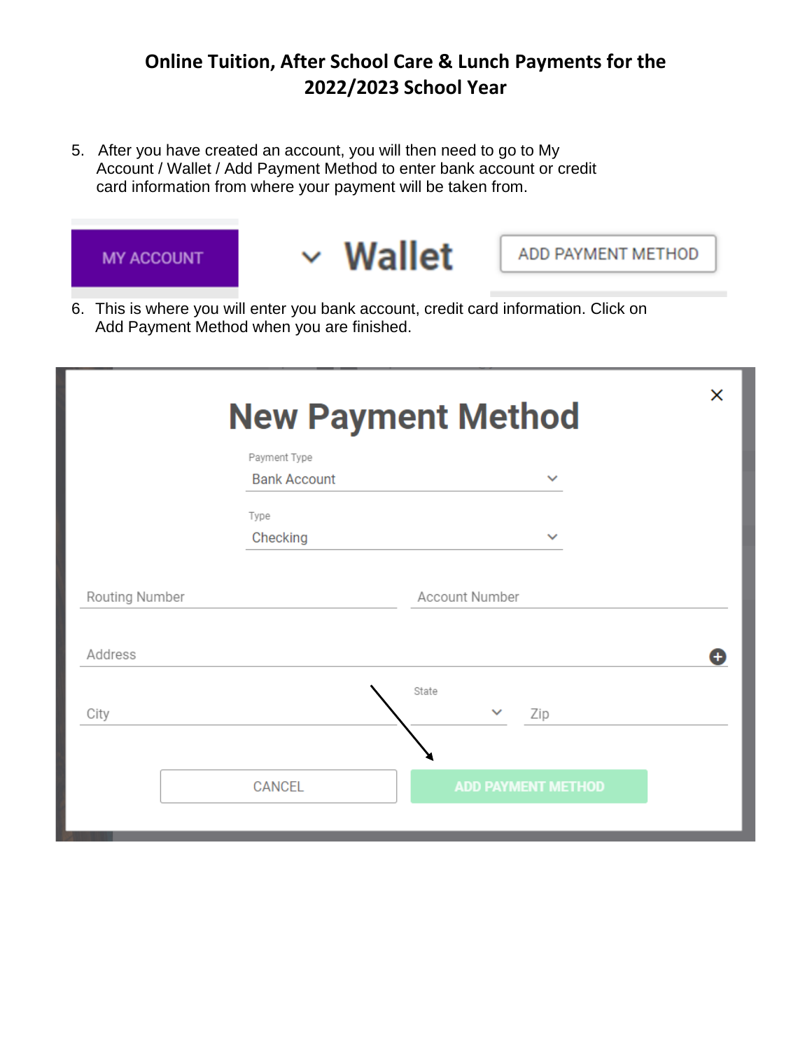**Online Tuition, After School Care & Lunch Payments for the 2022/2023 School Year**

5. After you have created an account, you will then need to go to My Account / Wallet / Add Payment Method to enter bank account or credit card information from where your payment will be taken from.

MY ACCOUNT

Wallet

ADD PAYMENT METHOD

6. This is where you will enter you bank account, credit card information. Click on Add Payment Method when you are finished.

New Payment Method

Payment Type
Bank Account

Type
Checking

Routing Number

Account Number

Address

City

State

Zip

CANCEL

ADD PAYMENT METHOD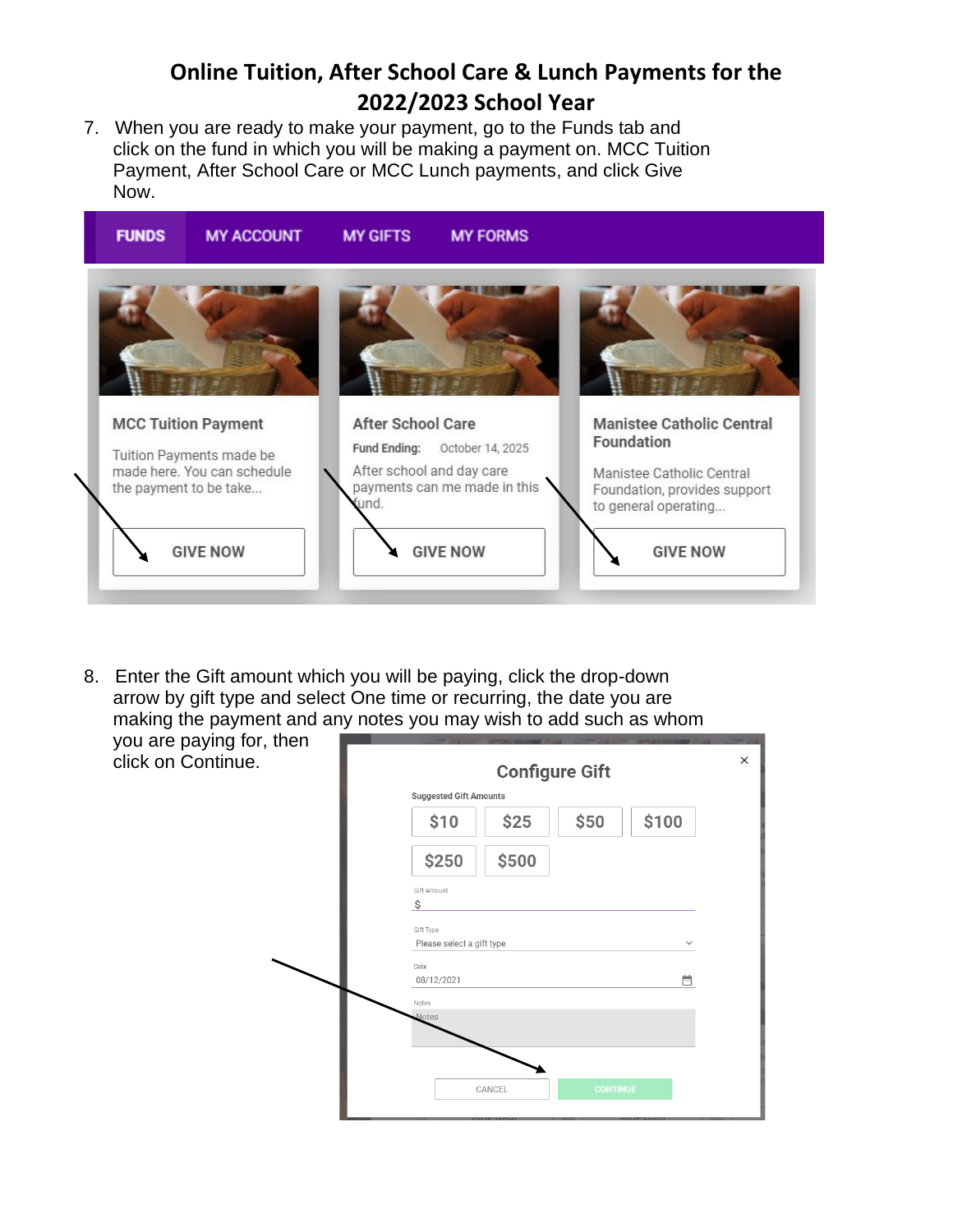# Online Tuition, After School Care & Lunch Payments for the 2022/2023 School Year

7. When you are ready to make your payment, go to the Funds tab and click on the fund in which you will be making a payment on. MCC Tuition Payment, After School Care or MCC Lunch payments, and click Give Now.

FUNDS | MY ACCOUNT | MY GIFTS | MY FORMS

**MCC Tuition Payment**

Tuition Payments made be made here. You can schedule the payment to be take...

GIVE NOW

**After School Care**

Fund Ending: October 14, 2025

After school and day care payments can me made in this fund.

GIVE NOW

**Manistee Catholic Central Foundation**

Manistee Catholic Central Foundation, provides support to general operating...

GIVE NOW

8. Enter the Gift amount which you will be paying, click the drop-down arrow by gift type and select One time or recurring, the date you are making the payment and any notes you may wish to add such as whom you are paying for, then click on Continue.

**Configure Gift**

Suggested Gift Amounts

$10 | $25 | $50 | $100 | $250 | $500

Gift Amount: $

Gift Type: Please select a gift type

Date: 08/12/2021

Notes: Notes

CANCEL | CONTINUE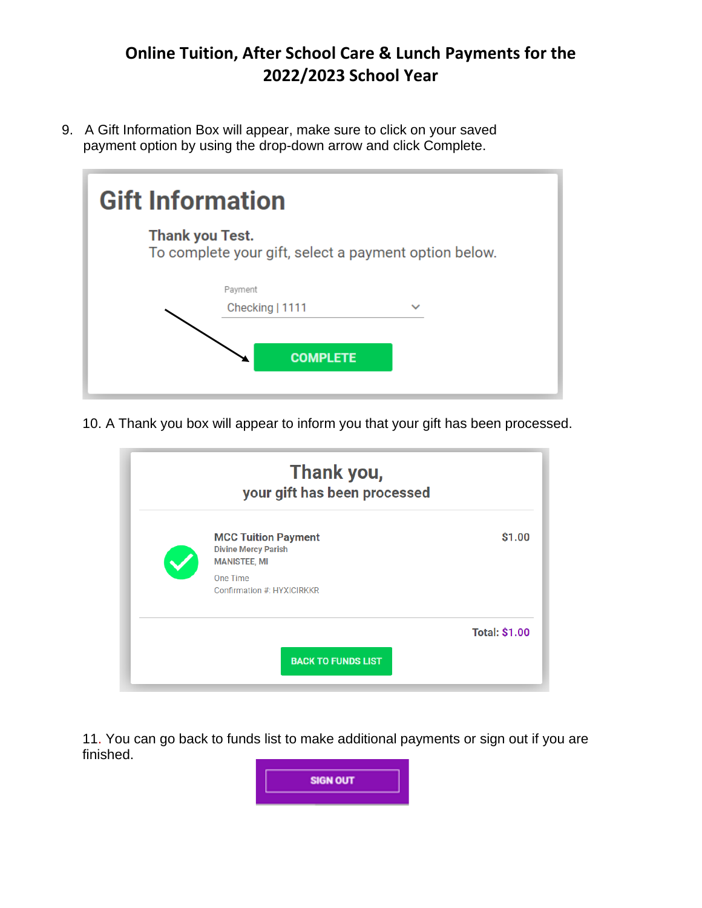# Online Tuition, After School Care & Lunch Payments for the 2022/2023 School Year

9. A Gift Information Box will appear, make sure to click on your saved payment option by using the drop-down arrow and click Complete.

**Gift Information**

**Thank you Test.**
To complete your gift, select a payment option below.

Payment
Checking | 1111

COMPLETE

10. A Thank you box will appear to inform you that your gift has been processed.

**Thank you,**
**your gift has been processed**

**MCC Tuition Payment** $1.00
Divine Mercy Parish
MANISTEE, MI
One Time
Confirmation #: HYXICIRKKR

**Total:** $1.00

BACK TO FUNDS LIST

11. You can go back to funds list to make additional payments or sign out if you are finished.

SIGN OUT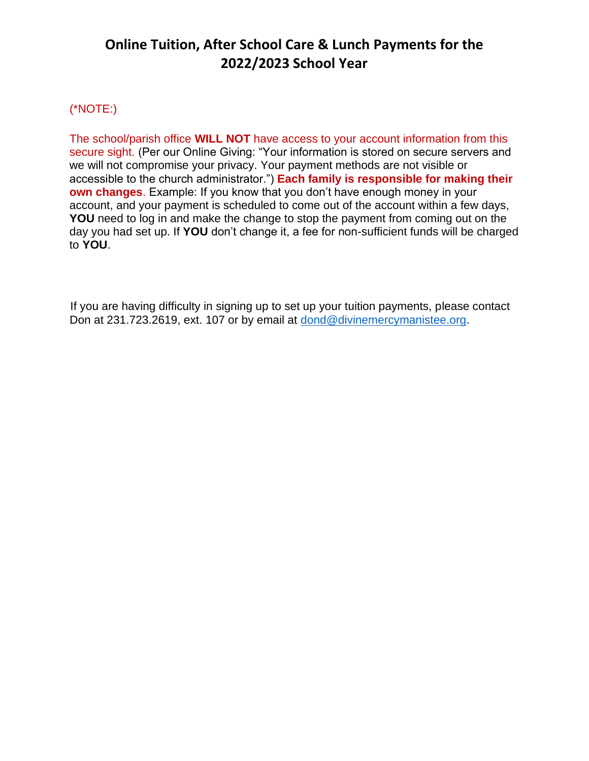# Online Tuition, After School Care & Lunch Payments for the 2022/2023 School Year

(*NOTE:)

The school/parish office **WILL NOT** have access to your account information from this secure sight. (Per our Online Giving: "Your information is stored on secure servers and we will not compromise your privacy. Your payment methods are not visible or accessible to the church administrator.") **Each family is responsible for making their own changes**. Example: If you know that you don't have enough money in your account, and your payment is scheduled to come out of the account within a few days, **YOU** need to log in and make the change to stop the payment from coming out on the day you had set up. If **YOU** don't change it, a fee for non-sufficient funds will be charged to **YOU**.

If you are having difficulty in signing up to set up your tuition payments, please contact Don at 231.723.2619, ext. 107 or by email at dond@divinemercymanistee.org.